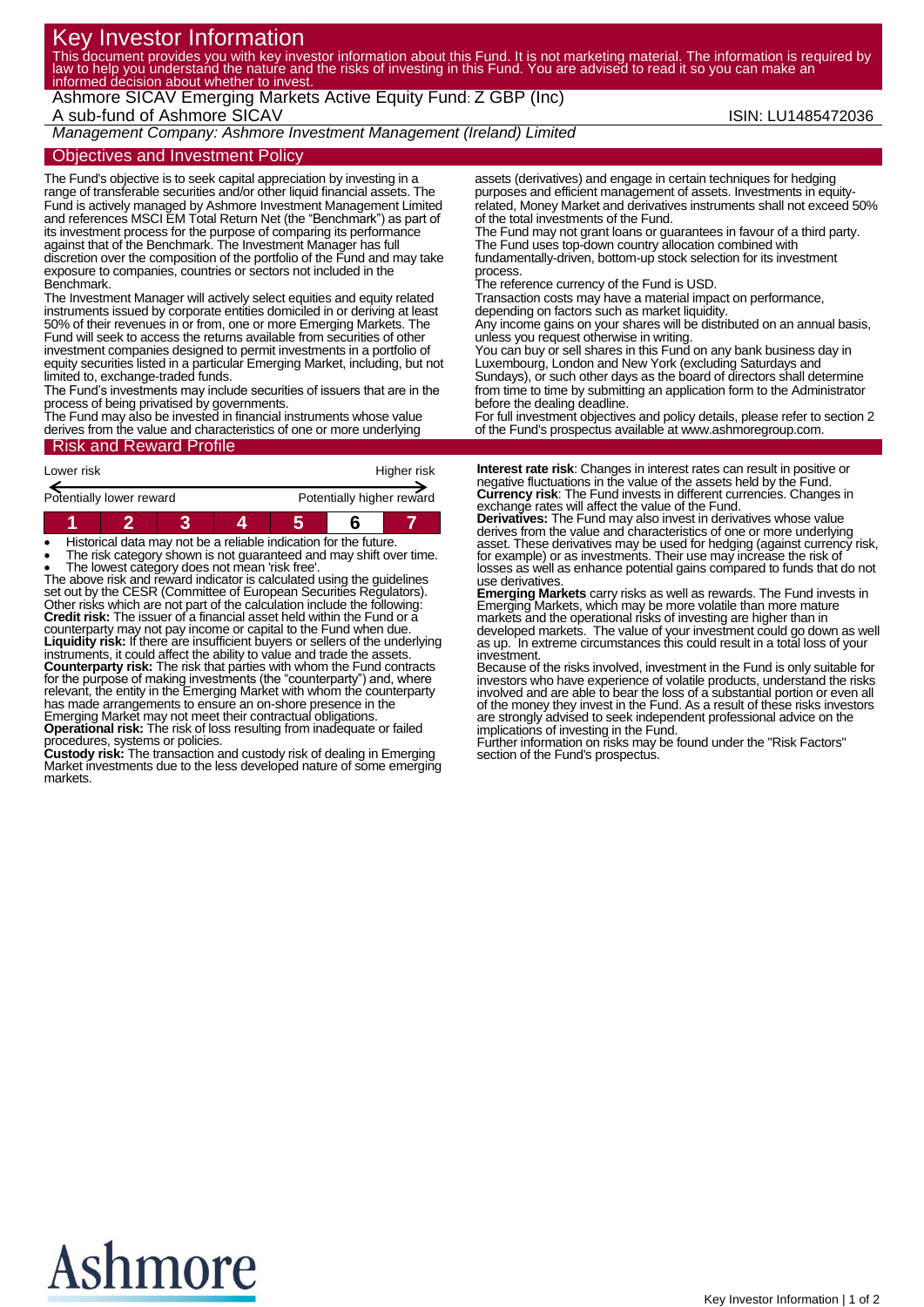# Key Investor Information

This document provides you with key investor information about this Fund. It is not marketing material. The information is required by law to help you understand the nature and the risks of investing in this Fund. You are advised to read it so you can make an informed decision about whether to invest.

**Ashmore SICAV Emerging Markets Active Equity Fund: Z GBP (Inc)**
A sub-fund of Ashmore SICAV

ISIN: LU1485472036

*Management Company: Ashmore Investment Management (Ireland) Limited*

## Objectives and Investment Policy

The Fund's objective is to seek capital appreciation by investing in a range of transferable securities and/or other liquid financial assets. The Fund is actively managed by Ashmore Investment Management Limited and references MSCI EM Total Return Net (the "Benchmark") as part of its investment process for the purpose of comparing its performance against that of the Benchmark. The Investment Manager has full discretion over the composition of the portfolio of the Fund and may take exposure to companies, countries or sectors not included in the Benchmark.

The Investment Manager will actively select equities and equity related instruments issued by corporate entities domiciled in or deriving at least 50% of their revenues in or from, one or more Emerging Markets. The Fund will seek to access the returns available from securities of other investment companies designed to permit investments in a portfolio of equity securities listed in a particular Emerging Market, including, but not limited to, exchange-traded funds.

The Fund's investments may include securities of issuers that are in the process of being privatised by governments.

The Fund may also be invested in financial instruments whose value derives from the value and characteristics of one or more underlying assets (derivatives) and engage in certain techniques for hedging purposes and efficient management of assets. Investments in equity-related, Money Market and derivatives instruments shall not exceed 50% of the total investments of the Fund.

The Fund may not grant loans or guarantees in favour of a third party.

The Fund uses top-down country allocation combined with fundamentally-driven, bottom-up stock selection for its investment process.

The reference currency of the Fund is USD.

Transaction costs may have a material impact on performance, depending on factors such as market liquidity.

Any income gains on your shares will be distributed on an annual basis, unless you request otherwise in writing.

You can buy or sell shares in this Fund on any bank business day in Luxembourg, London and New York (excluding Saturdays and Sundays), or such other days as the board of directors shall determine from time to time by submitting an application form to the Administrator before the dealing deadline.

For full investment objectives and policy details, please refer to section 2 of the Fund's prospectus available at www.ashmoregroup.com.

## Risk and Reward Profile

| Lower risk | | | | | | Higher risk |
|---|---|---|---|---|---|---|
| Potentially lower reward | | | | | | Potentially higher reward |
| 1 | 2 | 3 | 4 | 5 | **6** | 7 |

- Historical data may not be a reliable indication for the future.
- The risk category shown is not guaranteed and may shift over time.
- The lowest category does not mean 'risk free'.

The above risk and reward indicator is calculated using the guidelines set out by the CESR (Committee of European Securities Regulators). Other risks which are not part of the calculation include the following:

**Credit risk:** The issuer of a financial asset held within the Fund or a counterparty may not pay income or capital to the Fund when due.

**Liquidity risk:** If there are insufficient buyers or sellers of the underlying instruments, it could affect the ability to value and trade the assets.

**Counterparty risk:** The risk that parties with whom the Fund contracts for the purpose of making investments (the "counterparty") and, where relevant, the entity in the Emerging Market with whom the counterparty has made arrangements to ensure an on-shore presence in the Emerging Market may not meet their contractual obligations.

**Operational risk:** The risk of loss resulting from inadequate or failed procedures, systems or policies.

**Custody risk:** The transaction and custody risk of dealing in Emerging Market investments due to the less developed nature of some emerging markets.

**Interest rate risk**: Changes in interest rates can result in positive or negative fluctuations in the value of the assets held by the Fund.

**Currency risk**: The Fund invests in different currencies. Changes in exchange rates will affect the value of the Fund.

**Derivatives:** The Fund may also invest in derivatives whose value derives from the value and characteristics of one or more underlying asset. These derivatives may be used for hedging (against currency risk, for example) or as investments. Their use may increase the risk of losses as well as enhance potential gains compared to funds that do not use derivatives.

**Emerging Markets** carry risks as well as rewards. The Fund invests in Emerging Markets, which may be more volatile than more mature markets and the operational risks of investing are higher than in developed markets. The value of your investment could go down as well as up. In extreme circumstances this could result in a total loss of your investment.

Because of the risks involved, investment in the Fund is only suitable for investors who have experience of volatile products, understand the risks involved and are able to bear the loss of a substantial portion or even all of the money they invest in the Fund. As a result of these risks investors are strongly advised to seek independent professional advice on the implications of investing in the Fund.

Further information on risks may be found under the "Risk Factors" section of the Fund's prospectus.

Ashmore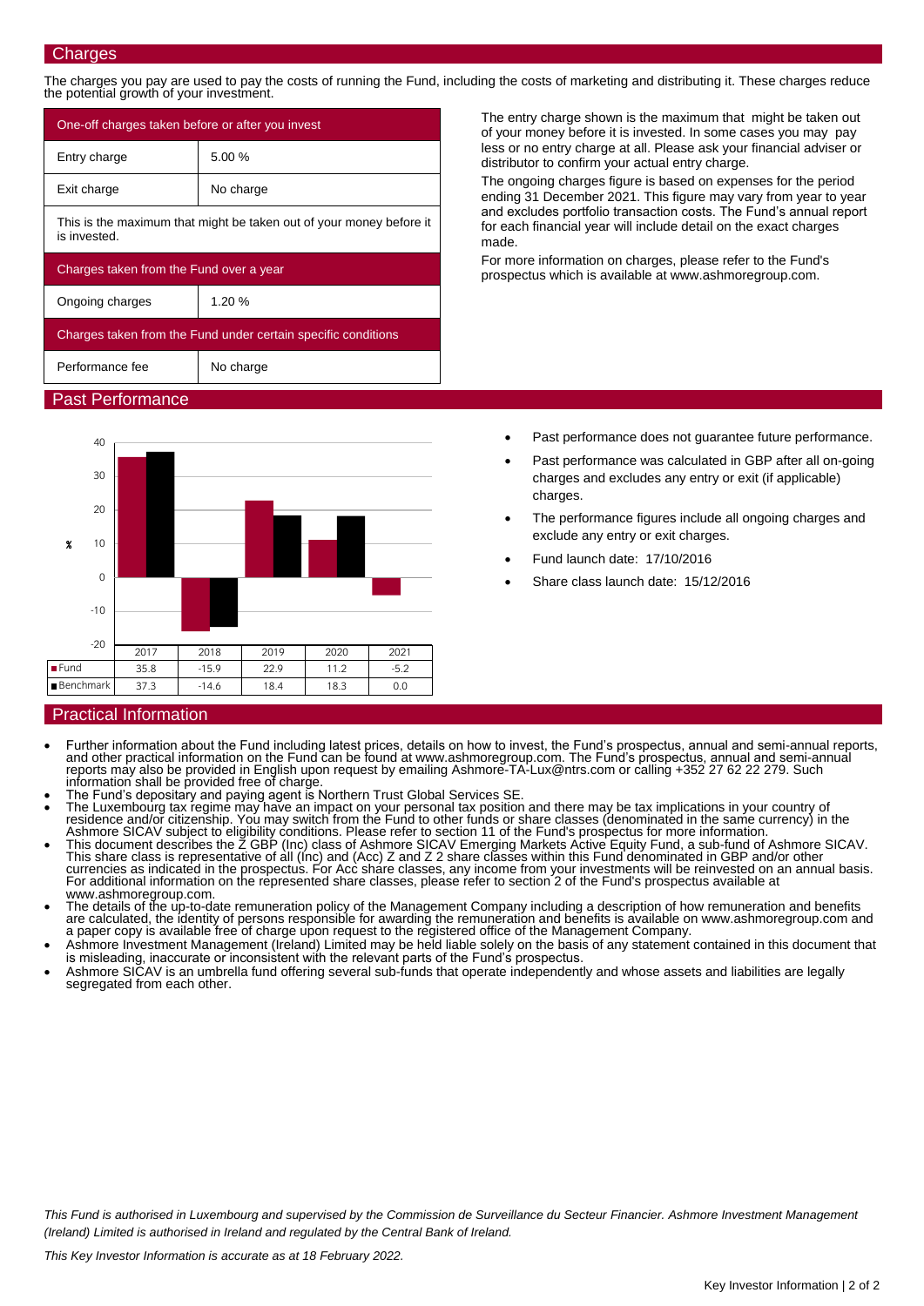## Charges

The charges you pay are used to pay the costs of running the Fund, including the costs of marketing and distributing it. These charges reduce the potential growth of your investment.

| One-off charges taken before or after you invest | |
|---|---|
| Entry charge | 5.00 % |
| Exit charge | No charge |
| This is the maximum that might be taken out of your money before it is invested. | |
| **Charges taken from the Fund over a year** | |
| Ongoing charges | 1.20 % |
| **Charges taken from the Fund under certain specific conditions** | |
| Performance fee | No charge |

The entry charge shown is the maximum that might be taken out of your money before it is invested. In some cases you may pay less or no entry charge at all. Please ask your financial adviser or distributor to confirm your actual entry charge.

The ongoing charges figure is based on expenses for the period ending 31 December 2021. This figure may vary from year to year and excludes portfolio transaction costs. The Fund's annual report for each financial year will include detail on the exact charges made.

For more information on charges, please refer to the Fund's prospectus which is available at www.ashmoregroup.com.

## Past Performance

40
30
20
10
%
0
-10
-20

2017 2018 2019 2020 2021
Fund 35.8 -15.9 22.9 11.2 -5.2
Benchmark 37.3 -14.6 18.4 18.3 0.0

- Past performance does not guarantee future performance.
- Past performance was calculated in GBP after all on-going charges and excludes any entry or exit (if applicable) charges.
- The performance figures include all ongoing charges and exclude any entry or exit charges.
- Fund launch date: 17/10/2016
- Share class launch date: 15/12/2016

## Practical Information

- Further information about the Fund including latest prices, details on how to invest, the Fund's prospectus, annual and semi-annual reports, and other practical information on the Fund can be found at www.ashmoregroup.com. The Fund's prospectus, annual and semi-annual reports may also be provided in English upon request by emailing Ashmore-TA-Lux@ntrs.com or calling +352 27 62 22 279. Such information shall be provided free of charge.
- The Fund's depositary and paying agent is Northern Trust Global Services SE.
- The Luxembourg tax regime may have an impact on your personal tax position and there may be tax implications in your country of residence and/or citizenship. You may switch from the Fund to other funds or share classes (denominated in the same currency) in the Ashmore SICAV subject to eligibility conditions. Please refer to section 11 of the Fund's prospectus for more information.
- This document describes the Z GBP (Inc) class of Ashmore SICAV Emerging Markets Active Equity Fund, a sub-fund of Ashmore SICAV. This share class is representative of all (Inc) and (Acc) Z and Z 2 share classes within this Fund denominated in GBP and/or other currencies as indicated in the prospectus. For Acc share classes, any income from your investments will be reinvested on an annual basis. For additional information on the represented share classes, please refer to section 2 of the Fund's prospectus available at www.ashmoregroup.com.
- The details of the up-to-date remuneration policy of the Management Company including a description of how remuneration and benefits are calculated, the identity of persons responsible for awarding the remuneration and benefits is available on www.ashmoregroup.com and a paper copy is available free of charge upon request to the registered office of the Management Company.
- Ashmore Investment Management (Ireland) Limited may be held liable solely on the basis of any statement contained in this document that is misleading, inaccurate or inconsistent with the relevant parts of the Fund's prospectus.
- Ashmore SICAV is an umbrella fund offering several sub-funds that operate independently and whose assets and liabilities are legally segregated from each other.

*This Fund is authorised in Luxembourg and supervised by the Commission de Surveillance du Secteur Financier. Ashmore Investment Management (Ireland) Limited is authorised in Ireland and regulated by the Central Bank of Ireland.*

*This Key Investor Information is accurate as at 18 February 2022.*